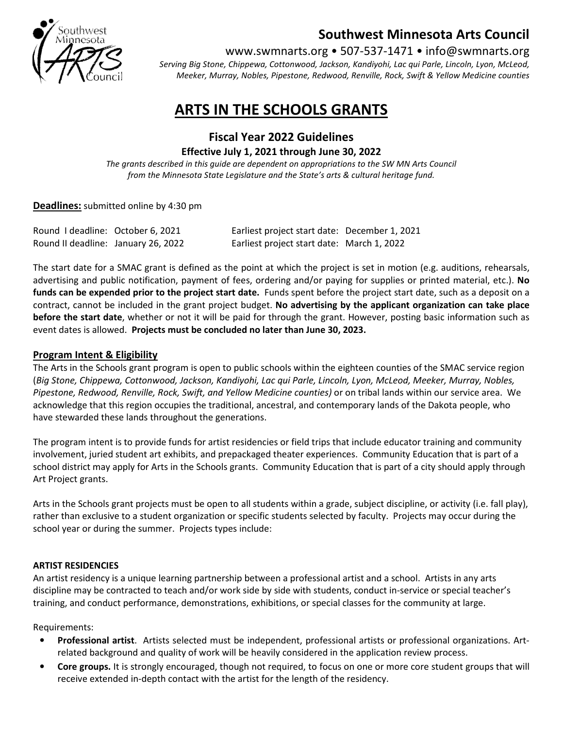# Southwest Minnesota Arts Council

www.swmnarts.org • 507-537-1471 • info@swmnarts.org

*Serving Big Stone, Chippewa, Cottonwood, Jackson, Kandiyohi, Lac qui Parle, Lincoln, Lyon, McLeod, Meeker, Murray, Nobles, Pipestone, Redwood, Renville, Rock, Swift & Yellow Medicine counties*

# ARTS IN THE SCHOOLS GRANTS

## Fiscal Year 2022 Guidelines

**Effective July 1, 2021 through June 30, 2022**

*The grants described in this guide are dependent on appropriations to the SW MN Arts Council from the Minnesota State Legislature and the State's arts & cultural heritage fund.*

**Deadlines:** submitted online by 4:30 pm

| | | | |
|---|---|---|---|
| Round I deadline: | October 6, 2021 | Earliest project start date: | December 1, 2021 |
| Round II deadline: | January 26, 2022 | Earliest project start date: | March 1, 2022 |

The start date for a SMAC grant is defined as the point at which the project is set in motion (e.g. auditions, rehearsals, advertising and public notification, payment of fees, ordering and/or paying for supplies or printed material, etc.). **No funds can be expended prior to the project start date.** Funds spent before the project start date, such as a deposit on a contract, cannot be included in the grant project budget. **No advertising by the applicant organization can take place before the start date**, whether or not it will be paid for through the grant. However, posting basic information such as event dates is allowed. **Projects must be concluded no later than June 30, 2023.**

## Program Intent & Eligibility

The Arts in the Schools grant program is open to public schools within the eighteen counties of the SMAC service region (*Big Stone, Chippewa, Cottonwood, Jackson, Kandiyohi, Lac qui Parle, Lincoln, Lyon, McLeod, Meeker, Murray, Nobles, Pipestone, Redwood, Renville, Rock, Swift, and Yellow Medicine counties)* or on tribal lands within our service area. We acknowledge that this region occupies the traditional, ancestral, and contemporary lands of the Dakota people, who have stewarded these lands throughout the generations.

The program intent is to provide funds for artist residencies or field trips that include educator training and community involvement, juried student art exhibits, and prepackaged theater experiences. Community Education that is part of a school district may apply for Arts in the Schools grants. Community Education that is part of a city should apply through Art Project grants.

Arts in the Schools grant projects must be open to all students within a grade, subject discipline, or activity (i.e. fall play), rather than exclusive to a student organization or specific students selected by faculty. Projects may occur during the school year or during the summer. Projects types include:

### ARTIST RESIDENCIES

An artist residency is a unique learning partnership between a professional artist and a school. Artists in any arts discipline may be contracted to teach and/or work side by side with students, conduct in-service or special teacher's training, and conduct performance, demonstrations, exhibitions, or special classes for the community at large.

Requirements:

- **Professional artist**. Artists selected must be independent, professional artists or professional organizations. Art-related background and quality of work will be heavily considered in the application review process.
- **Core groups.** It is strongly encouraged, though not required, to focus on one or more core student groups that will receive extended in-depth contact with the artist for the length of the residency.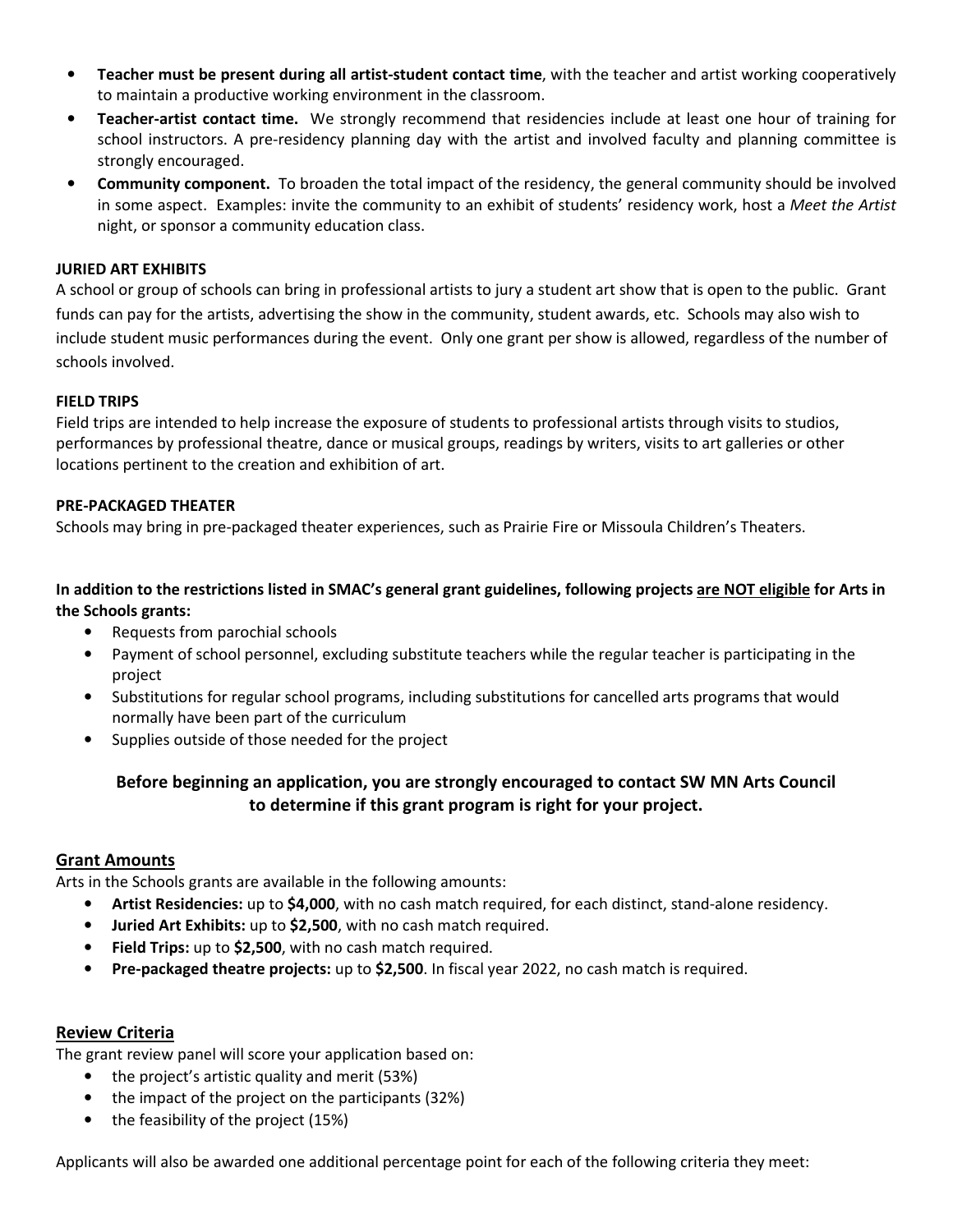- **Teacher must be present during all artist-student contact time**, with the teacher and artist working cooperatively to maintain a productive working environment in the classroom.
- **Teacher-artist contact time.** We strongly recommend that residencies include at least one hour of training for school instructors. A pre-residency planning day with the artist and involved faculty and planning committee is strongly encouraged.
- **Community component.** To broaden the total impact of the residency, the general community should be involved in some aspect. Examples: invite the community to an exhibit of students' residency work, host a *Meet the Artist* night, or sponsor a community education class.

**JURIED ART EXHIBITS**

A school or group of schools can bring in professional artists to jury a student art show that is open to the public. Grant funds can pay for the artists, advertising the show in the community, student awards, etc. Schools may also wish to include student music performances during the event. Only one grant per show is allowed, regardless of the number of schools involved.

**FIELD TRIPS**

Field trips are intended to help increase the exposure of students to professional artists through visits to studios, performances by professional theatre, dance or musical groups, readings by writers, visits to art galleries or other locations pertinent to the creation and exhibition of art.

**PRE-PACKAGED THEATER**

Schools may bring in pre-packaged theater experiences, such as Prairie Fire or Missoula Children's Theaters.

**In addition to the restrictions listed in SMAC's general grant guidelines, following projects <u>are NOT eligible</u> for Arts in the Schools grants:**

- Requests from parochial schools
- Payment of school personnel, excluding substitute teachers while the regular teacher is participating in the project
- Substitutions for regular school programs, including substitutions for cancelled arts programs that would normally have been part of the curriculum
- Supplies outside of those needed for the project

**Before beginning an application, you are strongly encouraged to contact SW MN Arts Council to determine if this grant program is right for your project.**

## Grant Amounts

Arts in the Schools grants are available in the following amounts:

- **Artist Residencies:** up to **$4,000**, with no cash match required, for each distinct, stand-alone residency.
- **Juried Art Exhibits:** up to **$2,500**, with no cash match required.
- **Field Trips:** up to **$2,500**, with no cash match required.
- **Pre-packaged theatre projects:** up to **$2,500**. In fiscal year 2022, no cash match is required.

## Review Criteria

The grant review panel will score your application based on:

- the project's artistic quality and merit (53%)
- the impact of the project on the participants (32%)
- the feasibility of the project (15%)

Applicants will also be awarded one additional percentage point for each of the following criteria they meet: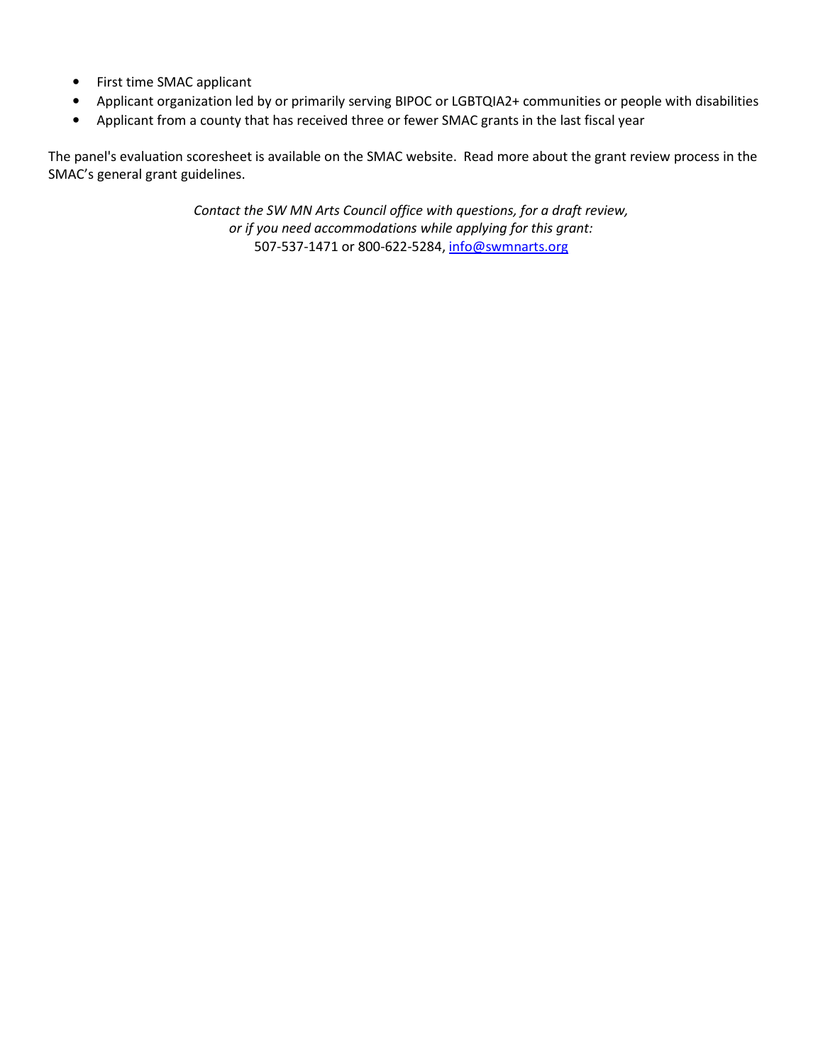- First time SMAC applicant
- Applicant organization led by or primarily serving BIPOC or LGBTQIA2+ communities or people with disabilities
- Applicant from a county that has received three or fewer SMAC grants in the last fiscal year

The panel's evaluation scoresheet is available on the SMAC website. Read more about the grant review process in the SMAC's general grant guidelines.

*Contact the SW MN Arts Council office with questions, for a draft review,*
*or if you need accommodations while applying for this grant:*
507-537-1471 or 800-622-5284, info@swmnarts.org